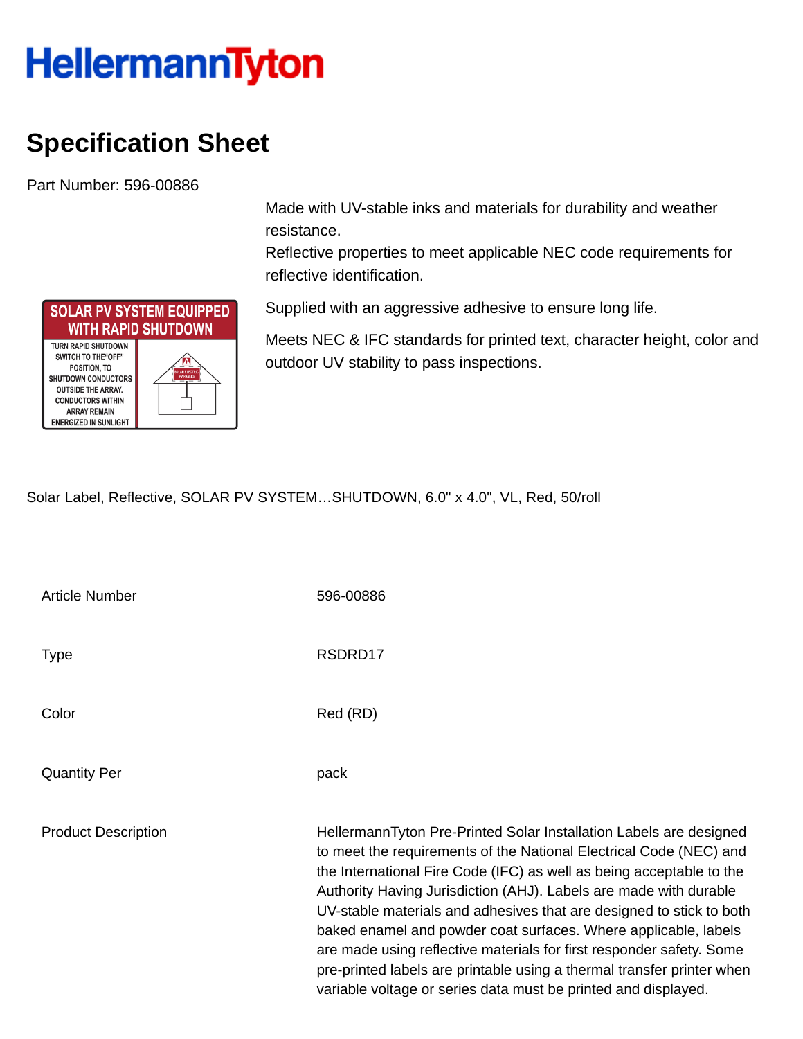# HellermannTyton

## Specification Sheet

Part Number: 596-00886

Made with UV-stable inks and materials for durability and weather resistance.
Reflective properties to meet applicable NEC code requirements for reflective identification.

Supplied with an aggressive adhesive to ensure long life.

Meets NEC & IFC standards for printed text, character height, color and outdoor UV stability to pass inspections.

Solar Label, Reflective, SOLAR PV SYSTEM…SHUTDOWN, 6.0" x 4.0", VL, Red, 50/roll

| | |
|---|---|
| Article Number | 596-00886 |
| Type | RSDRD17 |
| Color | Red (RD) |
| Quantity Per | pack |
| Product Description | HellermannTyton Pre-Printed Solar Installation Labels are designed to meet the requirements of the National Electrical Code (NEC) and the International Fire Code (IFC) as well as being acceptable to the Authority Having Jurisdiction (AHJ). Labels are made with durable UV-stable materials and adhesives that are designed to stick to both baked enamel and powder coat surfaces. Where applicable, labels are made using reflective materials for first responder safety. Some pre-printed labels are printable using a thermal transfer printer when variable voltage or series data must be printed and displayed. |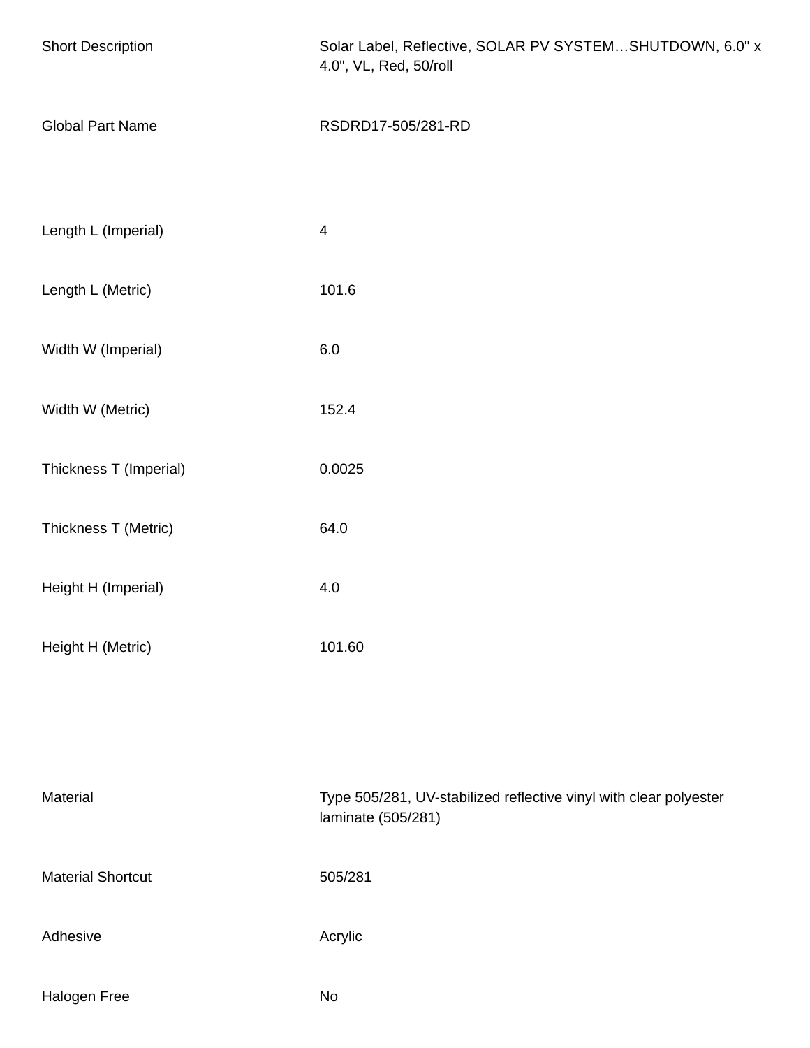| | |
|---|---|
| Short Description | Solar Label, Reflective, SOLAR PV SYSTEM…SHUTDOWN, 6.0" x 4.0", VL, Red, 50/roll |
| Global Part Name | RSDRD17-505/281-RD |
| Length L (Imperial) | 4 |
| Length L (Metric) | 101.6 |
| Width W (Imperial) | 6.0 |
| Width W (Metric) | 152.4 |
| Thickness T (Imperial) | 0.0025 |
| Thickness T (Metric) | 64.0 |
| Height H (Imperial) | 4.0 |
| Height H (Metric) | 101.60 |
| Material | Type 505/281, UV-stabilized reflective vinyl with clear polyester laminate (505/281) |
| Material Shortcut | 505/281 |
| Adhesive | Acrylic |
| Halogen Free | No |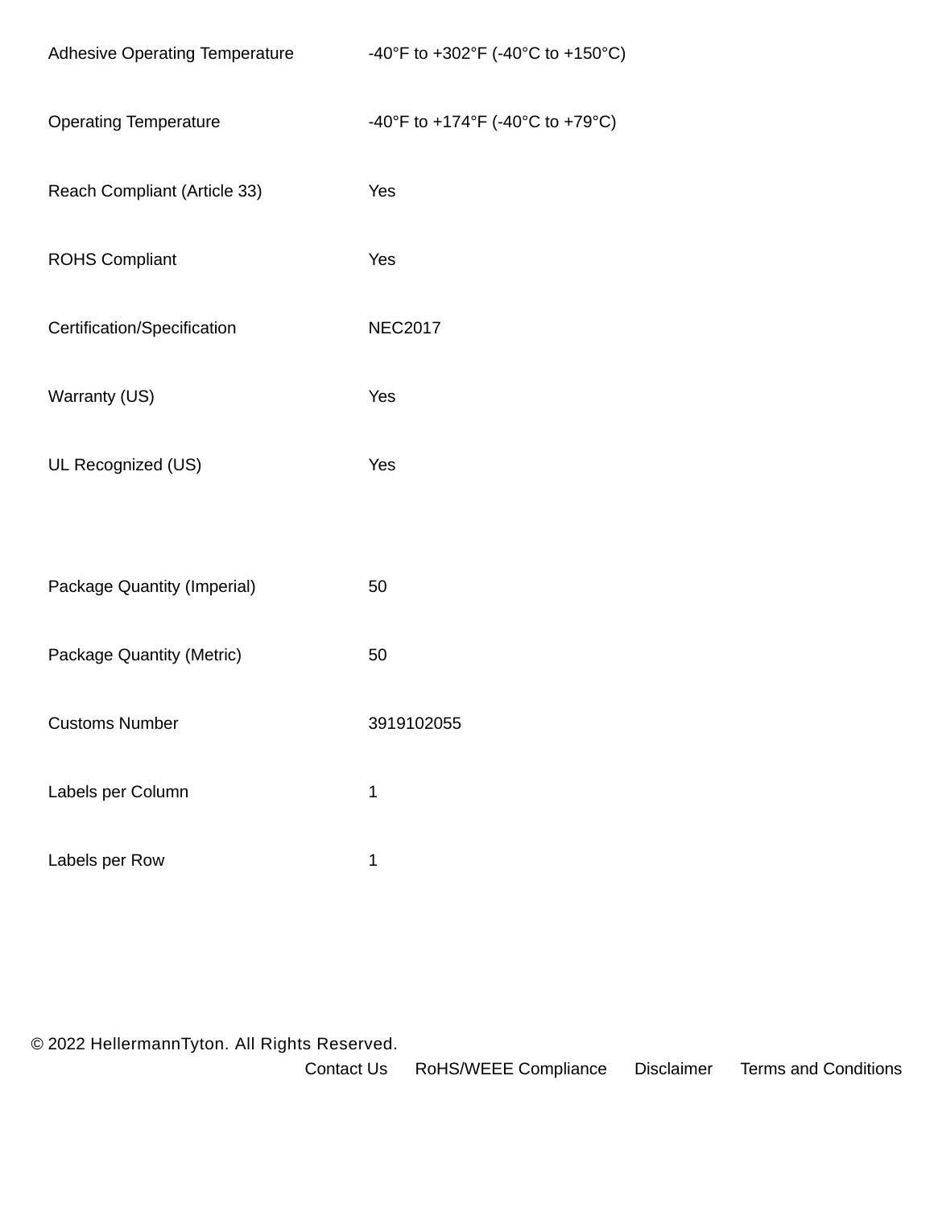| | |
|---|---|
| Adhesive Operating Temperature | -40°F to +302°F (-40°C to +150°C) |
| Operating Temperature | -40°F to +174°F (-40°C to +79°C) |
| Reach Compliant (Article 33) | Yes |
| ROHS Compliant | Yes |
| Certification/Specification | NEC2017 |
| Warranty (US) | Yes |
| UL Recognized (US) | Yes |

| | |
|---|---|
| Package Quantity (Imperial) | 50 |
| Package Quantity (Metric) | 50 |
| Customs Number | 3919102055 |
| Labels per Column | 1 |
| Labels per Row | 1 |

© 2022 HellermannTyton. All Rights Reserved.

Contact Us RoHS/WEEE Compliance Disclaimer Terms and Conditions